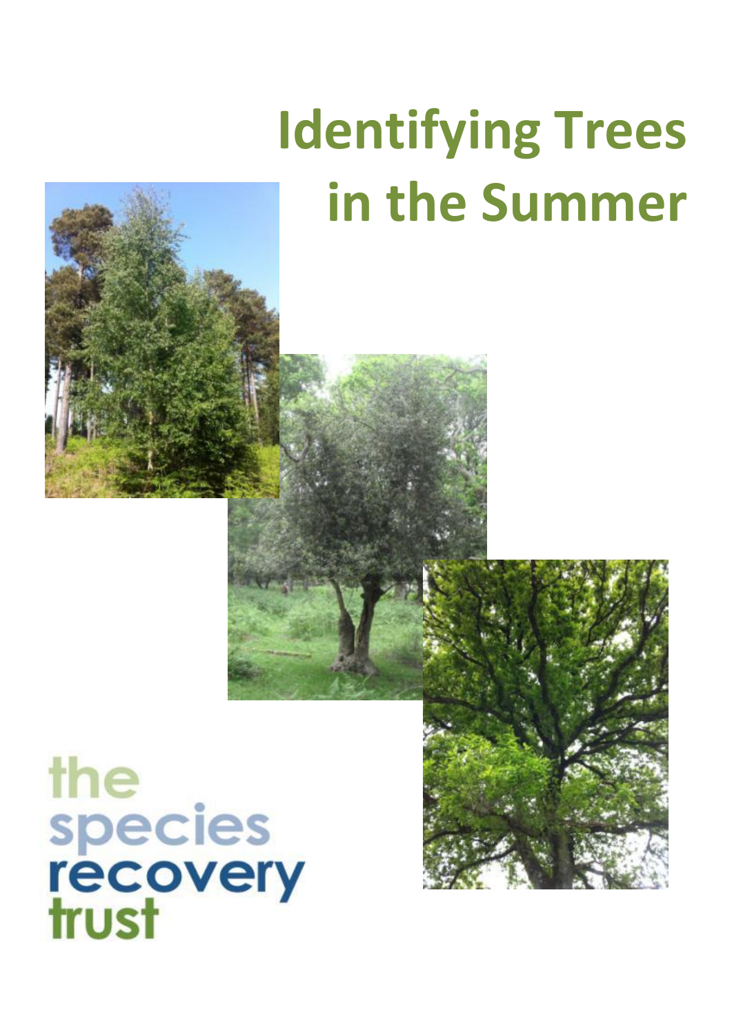# Identifying Trees in the Summer

the species recovery trust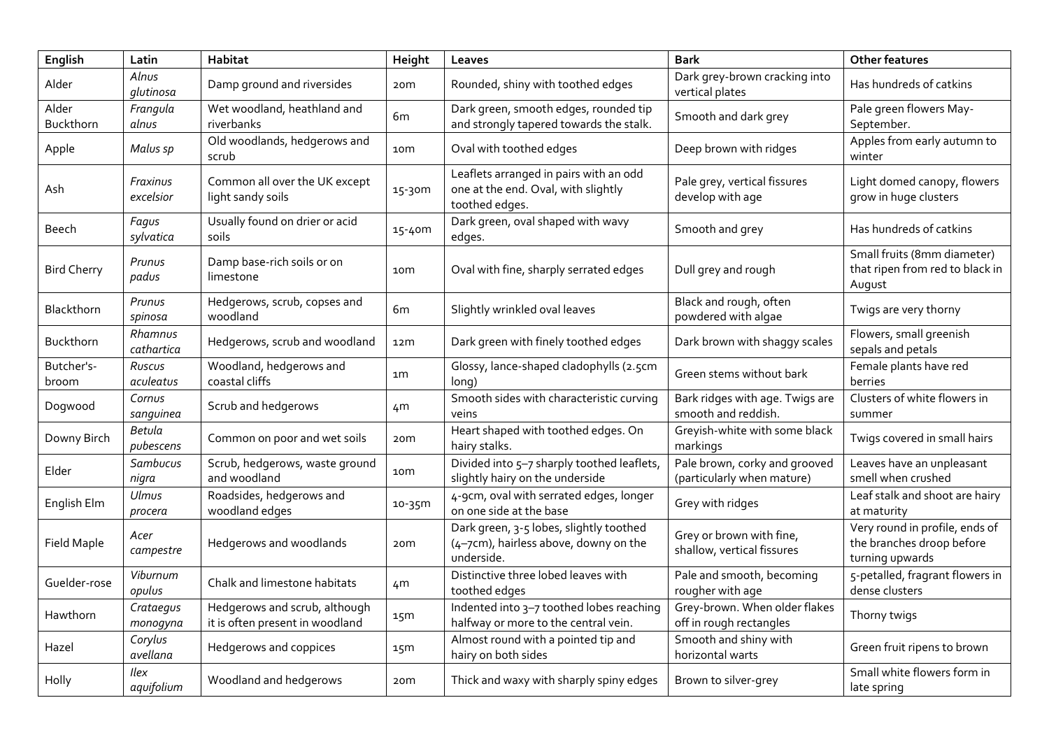| English | Latin | Habitat | Height | Leaves | Bark | Other features |
|---|---|---|---|---|---|---|
| Alder | *Alnus glutinosa* | Damp ground and riversides | 20m | Rounded, shiny with toothed edges | Dark grey-brown cracking into vertical plates | Has hundreds of catkins |
| Alder Buckthorn | *Frangula alnus* | Wet woodland, heathland and riverbanks | 6m | Dark green, smooth edges, rounded tip and strongly tapered towards the stalk. | Smooth and dark grey | Pale green flowers May-September. |
| Apple | *Malus sp* | Old woodlands, hedgerows and scrub | 10m | Oval with toothed edges | Deep brown with ridges | Apples from early autumn to winter |
| Ash | *Fraxinus excelsior* | Common all over the UK except light sandy soils | 15-30m | Leaflets arranged in pairs with an odd one at the end. Oval, with slightly toothed edges. | Pale grey, vertical fissures develop with age | Light domed canopy, flowers grow in huge clusters |
| Beech | *Fagus sylvatica* | Usually found on drier or acid soils | 15-40m | Dark green, oval shaped with wavy edges. | Smooth and grey | Has hundreds of catkins |
| Bird Cherry | *Prunus padus* | Damp base-rich soils or on limestone | 10m | Oval with fine, sharply serrated edges | Dull grey and rough | Small fruits (8mm diameter) that ripen from red to black in August |
| Blackthorn | *Prunus spinosa* | Hedgerows, scrub, copses and woodland | 6m | Slightly wrinkled oval leaves | Black and rough, often powdered with algae | Twigs are very thorny |
| Buckthorn | *Rhamnus cathartica* | Hedgerows, scrub and woodland | 12m | Dark green with finely toothed edges | Dark brown with shaggy scales | Flowers, small greenish sepals and petals |
| Butcher's-broom | *Ruscus aculeatus* | Woodland, hedgerows and coastal cliffs | 1m | Glossy, lance-shaped cladophylls (2.5cm long) | Green stems without bark | Female plants have red berries |
| Dogwood | *Cornus sanguinea* | Scrub and hedgerows | 4m | Smooth sides with characteristic curving veins | Bark ridges with age. Twigs are smooth and reddish. | Clusters of white flowers in summer |
| Downy Birch | *Betula pubescens* | Common on poor and wet soils | 20m | Heart shaped with toothed edges. On hairy stalks. | Greyish-white with some black markings | Twigs covered in small hairs |
| Elder | *Sambucus nigra* | Scrub, hedgerows, waste ground and woodland | 10m | Divided into 5–7 sharply toothed leaflets, slightly hairy on the underside | Pale brown, corky and grooved (particularly when mature) | Leaves have an unpleasant smell when crushed |
| English Elm | *Ulmus procera* | Roadsides, hedgerows and woodland edges | 10-35m | 4-9cm, oval with serrated edges, longer on one side at the base | Grey with ridges | Leaf stalk and shoot are hairy at maturity |
| Field Maple | *Acer campestre* | Hedgerows and woodlands | 20m | Dark green, 3-5 lobes, slightly toothed (4–7cm), hairless above, downy on the underside. | Grey or brown with fine, shallow, vertical fissures | Very round in profile, ends of the branches droop before turning upwards |
| Guelder-rose | *Viburnum opulus* | Chalk and limestone habitats | 4m | Distinctive three lobed leaves with toothed edges | Pale and smooth, becoming rougher with age | 5-petalled, fragrant flowers in dense clusters |
| Hawthorn | *Crataegus monogyna* | Hedgerows and scrub, although it is often present in woodland | 15m | Indented into 3–7 toothed lobes reaching halfway or more to the central vein. | Grey-brown. When older flakes off in rough rectangles | Thorny twigs |
| Hazel | *Corylus avellana* | Hedgerows and coppices | 15m | Almost round with a pointed tip and hairy on both sides | Smooth and shiny with horizontal warts | Green fruit ripens to brown |
| Holly | *Ilex aquifolium* | Woodland and hedgerows | 20m | Thick and waxy with sharply spiny edges | Brown to silver-grey | Small white flowers form in late spring |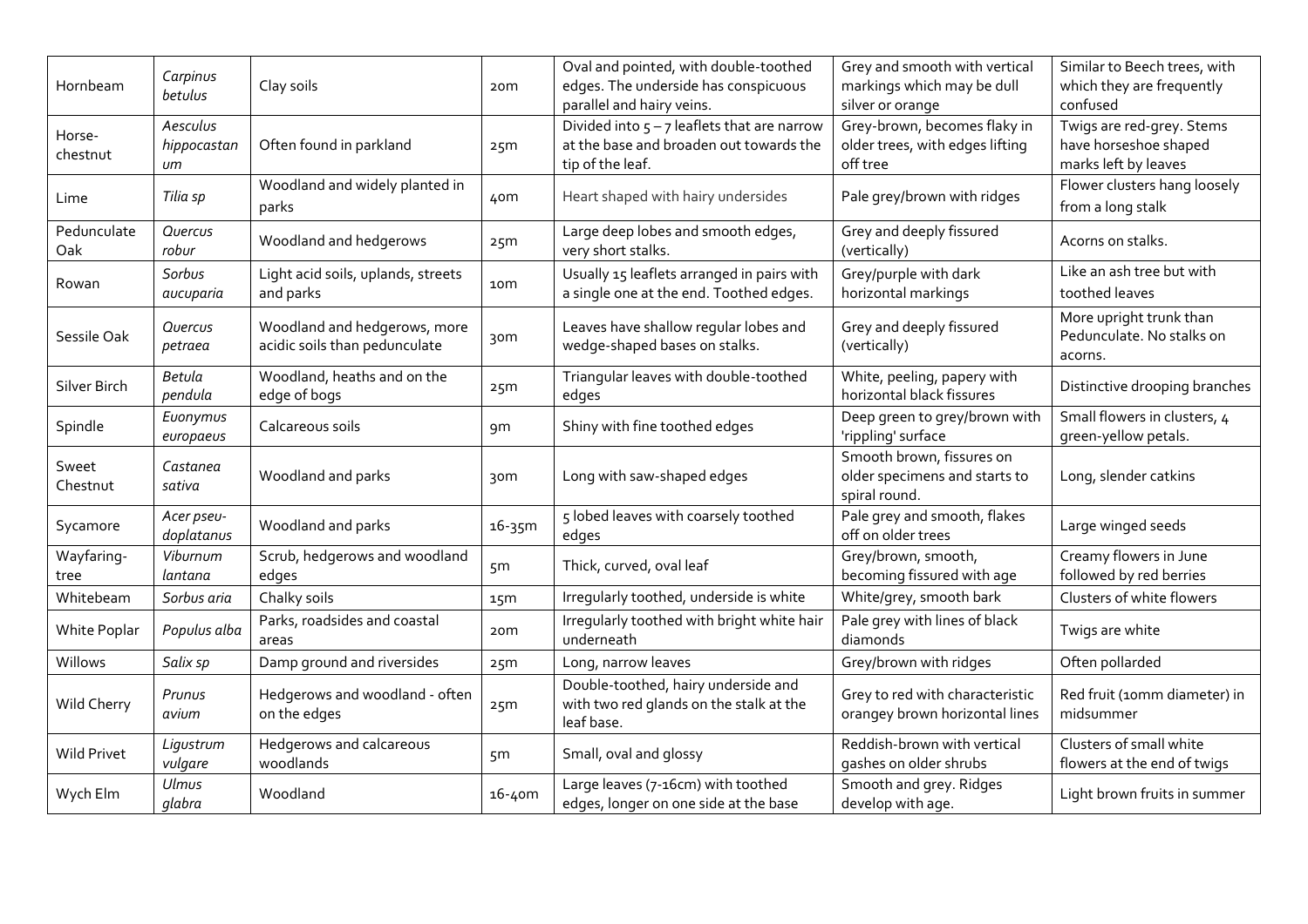| Hornbeam | *Carpinus betulus* | Clay soils | 20m | Oval and pointed, with double-toothed edges. The underside has conspicuous parallel and hairy veins. | Grey and smooth with vertical markings which may be dull silver or orange | Similar to Beech trees, with which they are frequently confused |
|---|---|---|---|---|---|---|
| Horse-chestnut | *Aesculus hippocastanum* | Often found in parkland | 25m | Divided into 5 – 7 leaflets that are narrow at the base and broaden out towards the tip of the leaf. | Grey-brown, becomes flaky in older trees, with edges lifting off tree | Twigs are red-grey. Stems have horseshoe shaped marks left by leaves |
| Lime | *Tilia sp* | Woodland and widely planted in parks | 40m | Heart shaped with hairy undersides | Pale grey/brown with ridges | Flower clusters hang loosely from a long stalk |
| Pedunculate Oak | *Quercus robur* | Woodland and hedgerows | 25m | Large deep lobes and smooth edges, very short stalks. | Grey and deeply fissured (vertically) | Acorns on stalks. |
| Rowan | *Sorbus aucuparia* | Light acid soils, uplands, streets and parks | 10m | Usually 15 leaflets arranged in pairs with a single one at the end. Toothed edges. | Grey/purple with dark horizontal markings | Like an ash tree but with toothed leaves |
| Sessile Oak | *Quercus petraea* | Woodland and hedgerows, more acidic soils than pedunculate | 30m | Leaves have shallow regular lobes and wedge-shaped bases on stalks. | Grey and deeply fissured (vertically) | More upright trunk than Pedunculate. No stalks on acorns. |
| Silver Birch | *Betula pendula* | Woodland, heaths and on the edge of bogs | 25m | Triangular leaves with double-toothed edges | White, peeling, papery with horizontal black fissures | Distinctive drooping branches |
| Spindle | *Euonymus europaeus* | Calcareous soils | 9m | Shiny with fine toothed edges | Deep green to grey/brown with 'rippling' surface | Small flowers in clusters, 4 green-yellow petals. |
| Sweet Chestnut | *Castanea sativa* | Woodland and parks | 30m | Long with saw-shaped edges | Smooth brown, fissures on older specimens and starts to spiral round. | Long, slender catkins |
| Sycamore | *Acer pseudoplatanus* | Woodland and parks | 16-35m | 5 lobed leaves with coarsely toothed edges | Pale grey and smooth, flakes off on older trees | Large winged seeds |
| Wayfaring-tree | *Viburnum lantana* | Scrub, hedgerows and woodland edges | 5m | Thick, curved, oval leaf | Grey/brown, smooth, becoming fissured with age | Creamy flowers in June followed by red berries |
| Whitebeam | *Sorbus aria* | Chalky soils | 15m | Irregularly toothed, underside is white | White/grey, smooth bark | Clusters of white flowers |
| White Poplar | *Populus alba* | Parks, roadsides and coastal areas | 20m | Irregularly toothed with bright white hair underneath | Pale grey with lines of black diamonds | Twigs are white |
| Willows | *Salix sp* | Damp ground and riversides | 25m | Long, narrow leaves | Grey/brown with ridges | Often pollarded |
| Wild Cherry | *Prunus avium* | Hedgerows and woodland - often on the edges | 25m | Double-toothed, hairy underside and with two red glands on the stalk at the leaf base. | Grey to red with characteristic orangey brown horizontal lines | Red fruit (10mm diameter) in midsummer |
| Wild Privet | *Ligustrum vulgare* | Hedgerows and calcareous woodlands | 5m | Small, oval and glossy | Reddish-brown with vertical gashes on older shrubs | Clusters of small white flowers at the end of twigs |
| Wych Elm | *Ulmus glabra* | Woodland | 16-40m | Large leaves (7-16cm) with toothed edges, longer on one side at the base | Smooth and grey. Ridges develop with age. | Light brown fruits in summer |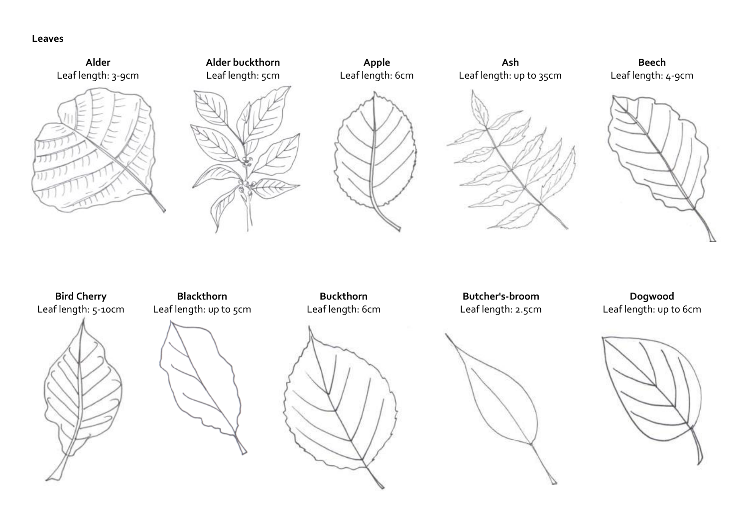**Leaves**

**Alder**
Leaf length: 3-9cm

**Alder buckthorn**
Leaf length: 5cm

**Apple**
Leaf length: 6cm

**Ash**
Leaf length: up to 35cm

**Beech**
Leaf length: 4-9cm

**Bird Cherry**
Leaf length: 5-10cm

**Blackthorn**
Leaf length: up to 5cm

**Buckthorn**
Leaf length: 6cm

**Butcher's-broom**
Leaf length: 2.5cm

**Dogwood**
Leaf length: up to 6cm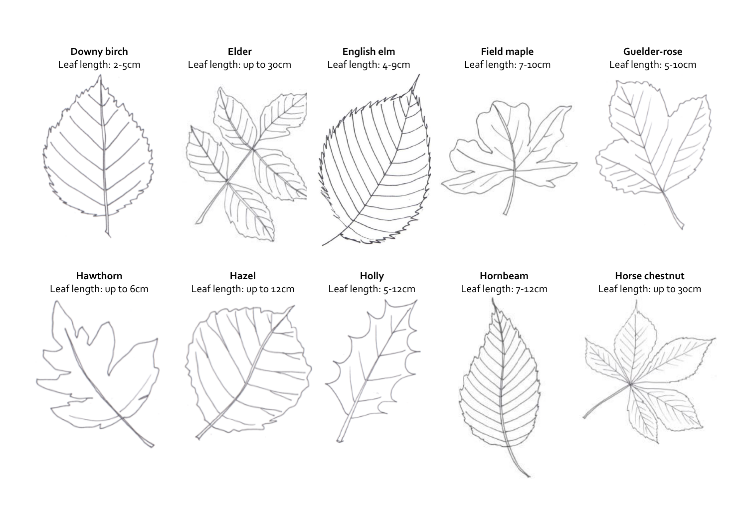**Downy birch**
Leaf length: 2-5cm

**Elder**
Leaf length: up to 30cm

**English elm**
Leaf length: 4-9cm

**Field maple**
Leaf length: 7-10cm

**Guelder-rose**
Leaf length: 5-10cm

**Hawthorn**
Leaf length: up to 6cm

**Hazel**
Leaf length: up to 12cm

**Holly**
Leaf length: 5-12cm

**Hornbeam**
Leaf length: 7-12cm

**Horse chestnut**
Leaf length: up to 30cm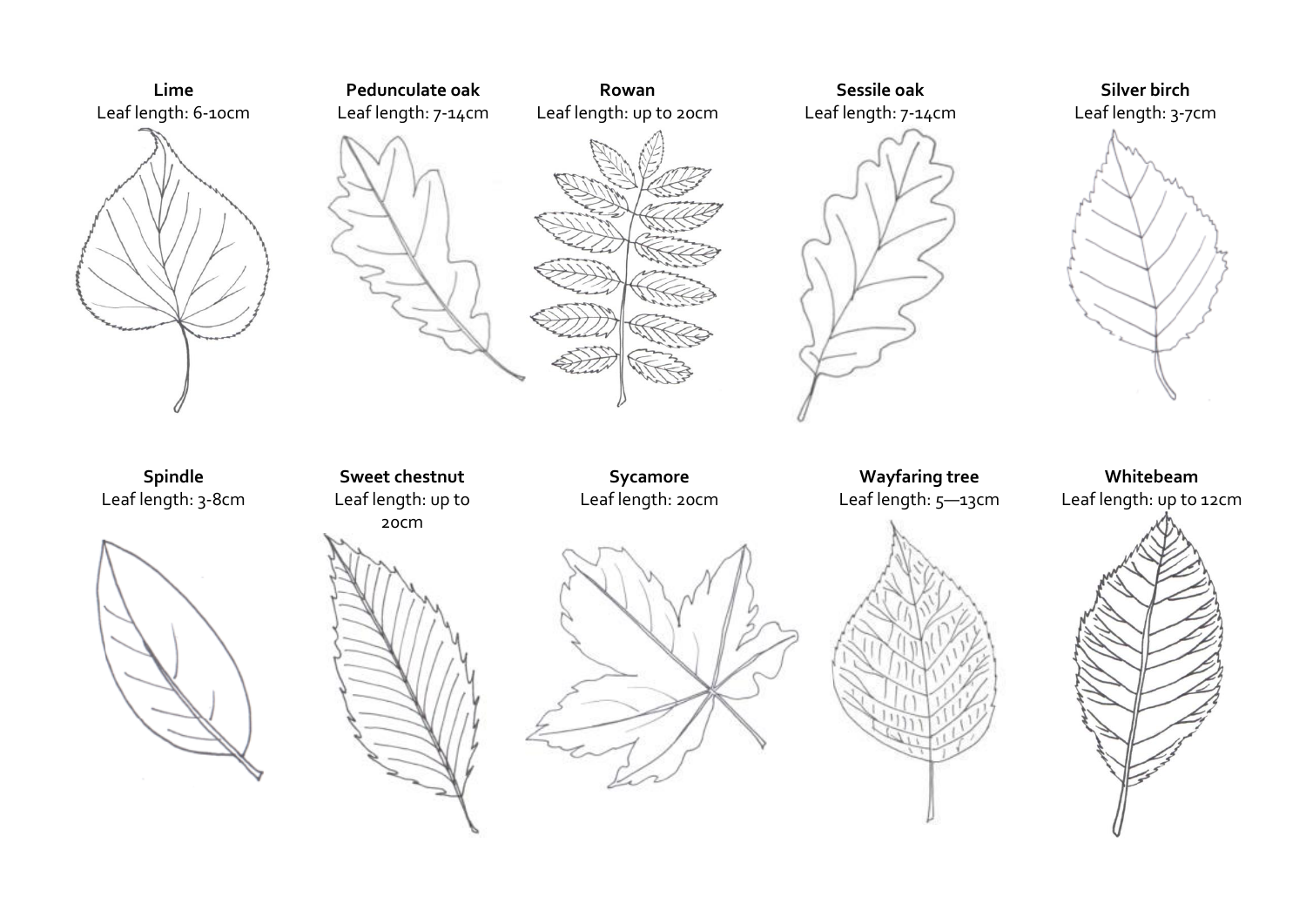**Lime**
Leaf length: 6-10cm

**Pedunculate oak**
Leaf length: 7-14cm

**Rowan**
Leaf length: up to 20cm

**Sessile oak**
Leaf length: 7-14cm

**Silver birch**
Leaf length: 3-7cm

**Spindle**
Leaf length: 3-8cm

**Sweet chestnut**
Leaf length: up to 20cm

**Sycamore**
Leaf length: 20cm

**Wayfaring tree**
Leaf length: 5—13cm

**Whitebeam**
Leaf length: up to 12cm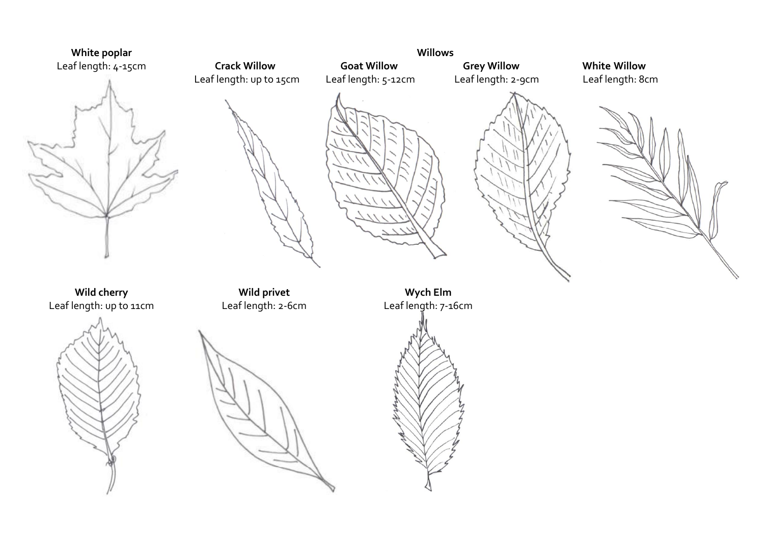**White poplar**
Leaf length: 4-15cm

**Willows**

**Crack Willow**
Leaf length: up to 15cm

**Goat Willow**
Leaf length: 5-12cm

**Grey Willow**
Leaf length: 2-9cm

**White Willow**
Leaf length: 8cm

**Wild cherry**
Leaf length: up to 11cm

**Wild privet**
Leaf length: 2-6cm

**Wych Elm**
Leaf length: 7-16cm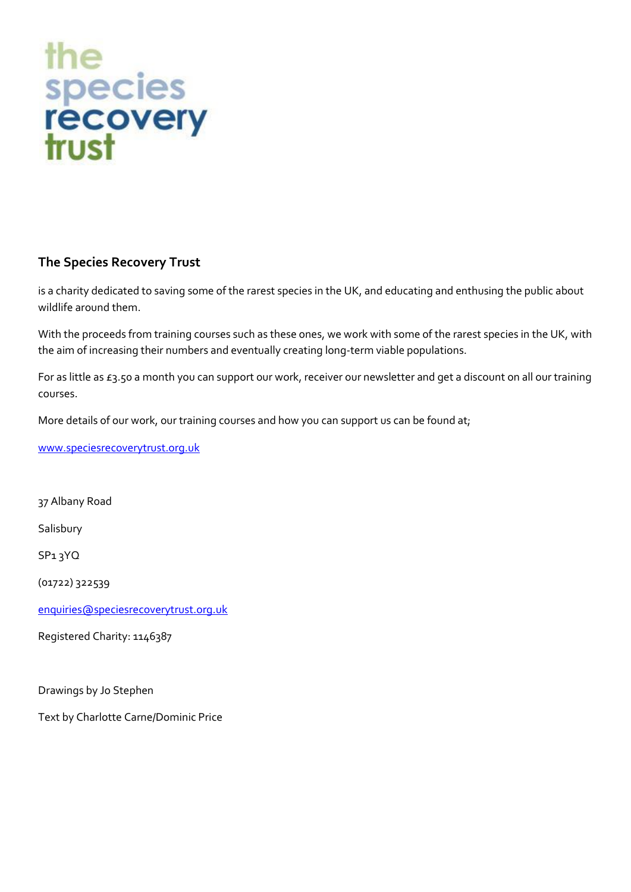the species recovery trust

## The Species Recovery Trust

is a charity dedicated to saving some of the rarest species in the UK, and educating and enthusing the public about wildlife around them.

With the proceeds from training courses such as these ones, we work with some of the rarest species in the UK, with the aim of increasing their numbers and eventually creating long-term viable populations.

For as little as £3.50 a month you can support our work, receiver our newsletter and get a discount on all our training courses.

More details of our work, our training courses and how you can support us can be found at;

www.speciesrecoverytrust.org.uk

37 Albany Road

Salisbury

SP1 3YQ

(01722) 322539

enquiries@speciesrecoverytrust.org.uk

Registered Charity: 1146387

Drawings by Jo Stephen

Text by Charlotte Carne/Dominic Price